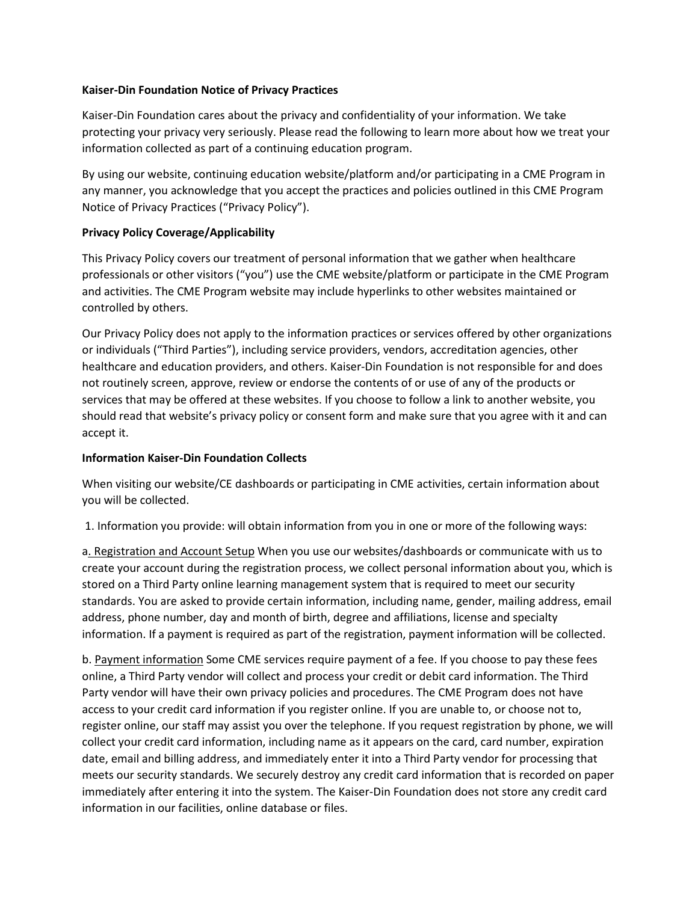**Kaiser-Din Foundation Notice of Privacy Practices**

Kaiser-Din Foundation cares about the privacy and confidentiality of your information. We take protecting your privacy very seriously. Please read the following to learn more about how we treat your information collected as part of a continuing education program.

By using our website, continuing education website/platform and/or participating in a CME Program in any manner, you acknowledge that you accept the practices and policies outlined in this CME Program Notice of Privacy Practices ("Privacy Policy").

**Privacy Policy Coverage/Applicability**

This Privacy Policy covers our treatment of personal information that we gather when healthcare professionals or other visitors ("you") use the CME website/platform or participate in the CME Program and activities. The CME Program website may include hyperlinks to other websites maintained or controlled by others.

Our Privacy Policy does not apply to the information practices or services offered by other organizations or individuals ("Third Parties"), including service providers, vendors, accreditation agencies, other healthcare and education providers, and others. Kaiser-Din Foundation is not responsible for and does not routinely screen, approve, review or endorse the contents of or use of any of the products or services that may be offered at these websites. If you choose to follow a link to another website, you should read that website's privacy policy or consent form and make sure that you agree with it and can accept it.

**Information Kaiser-Din Foundation Collects**

When visiting our website/CE dashboards or participating in CME activities, certain information about you will be collected.

1. Information you provide: will obtain information from you in one or more of the following ways:

a. Registration and Account Setup When you use our websites/dashboards or communicate with us to create your account during the registration process, we collect personal information about you, which is stored on a Third Party online learning management system that is required to meet our security standards. You are asked to provide certain information, including name, gender, mailing address, email address, phone number, day and month of birth, degree and affiliations, license and specialty information. If a payment is required as part of the registration, payment information will be collected.

b. Payment information Some CME services require payment of a fee. If you choose to pay these fees online, a Third Party vendor will collect and process your credit or debit card information. The Third Party vendor will have their own privacy policies and procedures. The CME Program does not have access to your credit card information if you register online. If you are unable to, or choose not to, register online, our staff may assist you over the telephone. If you request registration by phone, we will collect your credit card information, including name as it appears on the card, card number, expiration date, email and billing address, and immediately enter it into a Third Party vendor for processing that meets our security standards. We securely destroy any credit card information that is recorded on paper immediately after entering it into the system. The Kaiser-Din Foundation does not store any credit card information in our facilities, online database or files.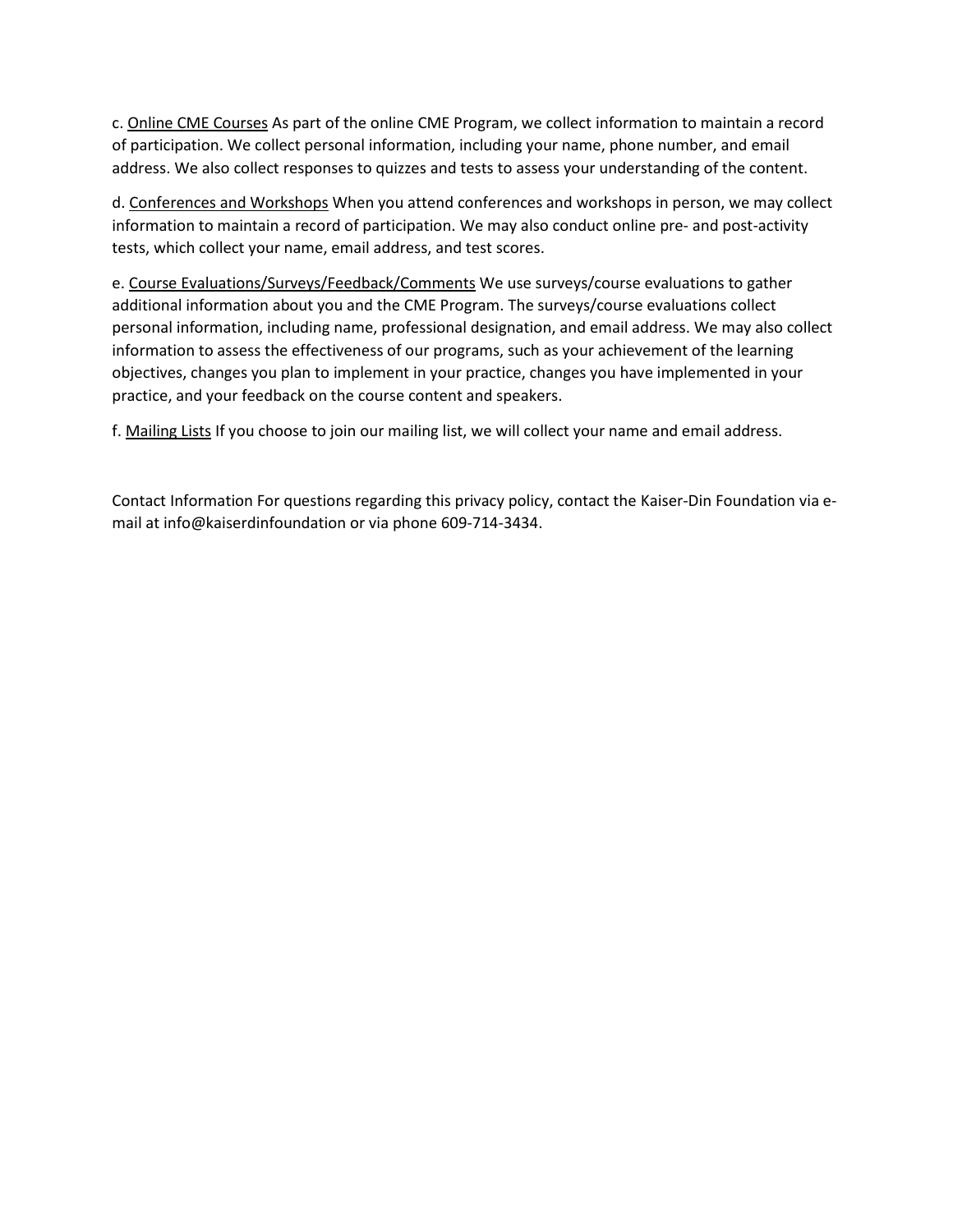c. <u>Online CME Courses</u> As part of the online CME Program, we collect information to maintain a record of participation. We collect personal information, including your name, phone number, and email address. We also collect responses to quizzes and tests to assess your understanding of the content.

d. <u>Conferences and Workshops</u> When you attend conferences and workshops in person, we may collect information to maintain a record of participation. We may also conduct online pre- and post-activity tests, which collect your name, email address, and test scores.

e. <u>Course Evaluations/Surveys/Feedback/Comments</u> We use surveys/course evaluations to gather additional information about you and the CME Program. The surveys/course evaluations collect personal information, including name, professional designation, and email address. We may also collect information to assess the effectiveness of our programs, such as your achievement of the learning objectives, changes you plan to implement in your practice, changes you have implemented in your practice, and your feedback on the course content and speakers.

f. <u>Mailing Lists</u> If you choose to join our mailing list, we will collect your name and email address.

Contact Information For questions regarding this privacy policy, contact the Kaiser-Din Foundation via e-mail at info@kaiserdinfoundation or via phone 609-714-3434.